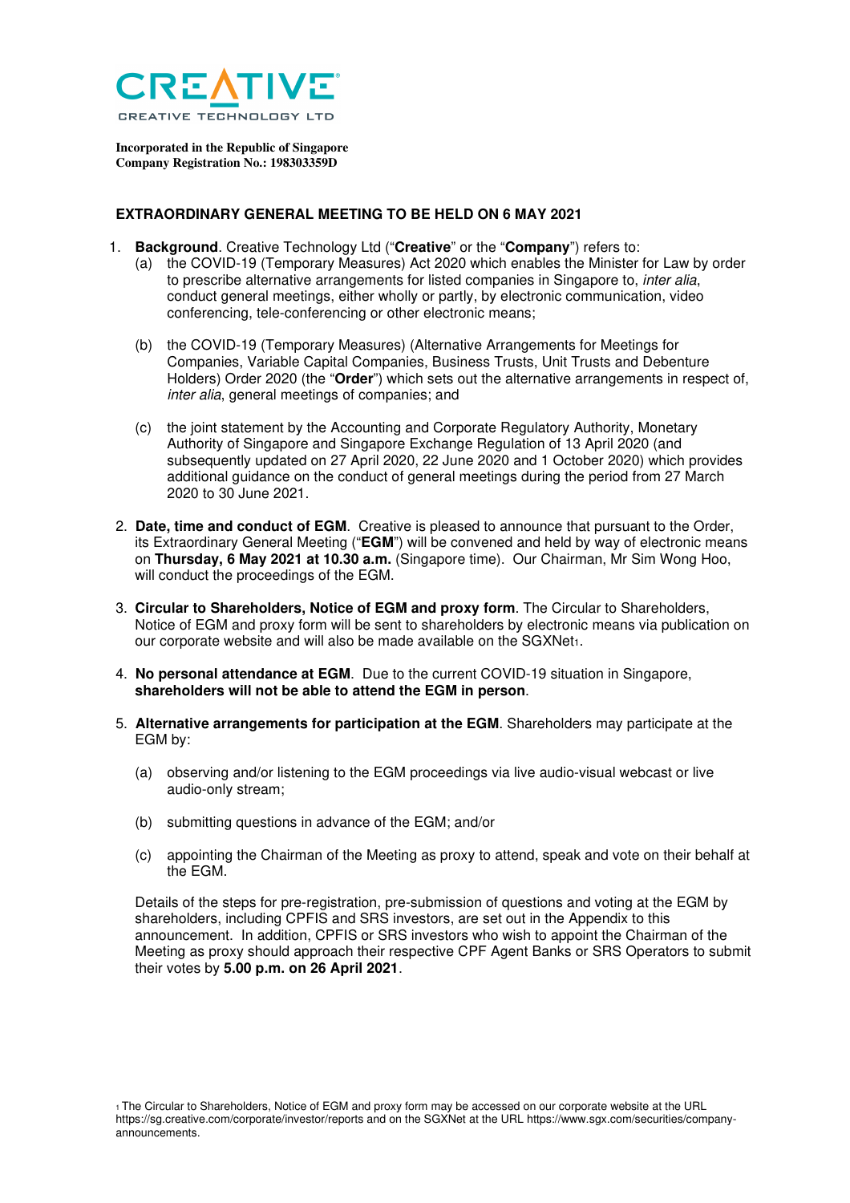CREATIVE

CREATIVE TECHNOLOGY LTD

**Incorporated in the Republic of Singapore**
**Company Registration No.: 198303359D**

## EXTRAORDINARY GENERAL MEETING TO BE HELD ON 6 MAY 2021

1. **Background**. Creative Technology Ltd ("**Creative**" or the "**Company**") refers to:
   (a) the COVID-19 (Temporary Measures) Act 2020 which enables the Minister for Law by order to prescribe alternative arrangements for listed companies in Singapore to, *inter alia*, conduct general meetings, either wholly or partly, by electronic communication, video conferencing, tele-conferencing or other electronic means;

   (b) the COVID-19 (Temporary Measures) (Alternative Arrangements for Meetings for Companies, Variable Capital Companies, Business Trusts, Unit Trusts and Debenture Holders) Order 2020 (the "**Order**") which sets out the alternative arrangements in respect of, *inter alia*, general meetings of companies; and

   (c) the joint statement by the Accounting and Corporate Regulatory Authority, Monetary Authority of Singapore and Singapore Exchange Regulation of 13 April 2020 (and subsequently updated on 27 April 2020, 22 June 2020 and 1 October 2020) which provides additional guidance on the conduct of general meetings during the period from 27 March 2020 to 30 June 2021.

2. **Date, time and conduct of EGM**. Creative is pleased to announce that pursuant to the Order, its Extraordinary General Meeting ("**EGM**") will be convened and held by way of electronic means on **Thursday, 6 May 2021 at 10.30 a.m.** (Singapore time). Our Chairman, Mr Sim Wong Hoo, will conduct the proceedings of the EGM.

3. **Circular to Shareholders, Notice of EGM and proxy form**. The Circular to Shareholders, Notice of EGM and proxy form will be sent to shareholders by electronic means via publication on our corporate website and will also be made available on the SGXNet[1].

4. **No personal attendance at EGM**. Due to the current COVID-19 situation in Singapore, **shareholders will not be able to attend the EGM in person**.

5. **Alternative arrangements for participation at the EGM**. Shareholders may participate at the EGM by:

   (a) observing and/or listening to the EGM proceedings via live audio-visual webcast or live audio-only stream;

   (b) submitting questions in advance of the EGM; and/or

   (c) appointing the Chairman of the Meeting as proxy to attend, speak and vote on their behalf at the EGM.

   Details of the steps for pre-registration, pre-submission of questions and voting at the EGM by shareholders, including CPFIS and SRS investors, are set out in the Appendix to this announcement. In addition, CPFIS or SRS investors who wish to appoint the Chairman of the Meeting as proxy should approach their respective CPF Agent Banks or SRS Operators to submit their votes by **5.00 p.m. on 26 April 2021**.

[1] The Circular to Shareholders, Notice of EGM and proxy form may be accessed on our corporate website at the URL https://sg.creative.com/corporate/investor/reports and on the SGXNet at the URL https://www.sgx.com/securities/company-announcements.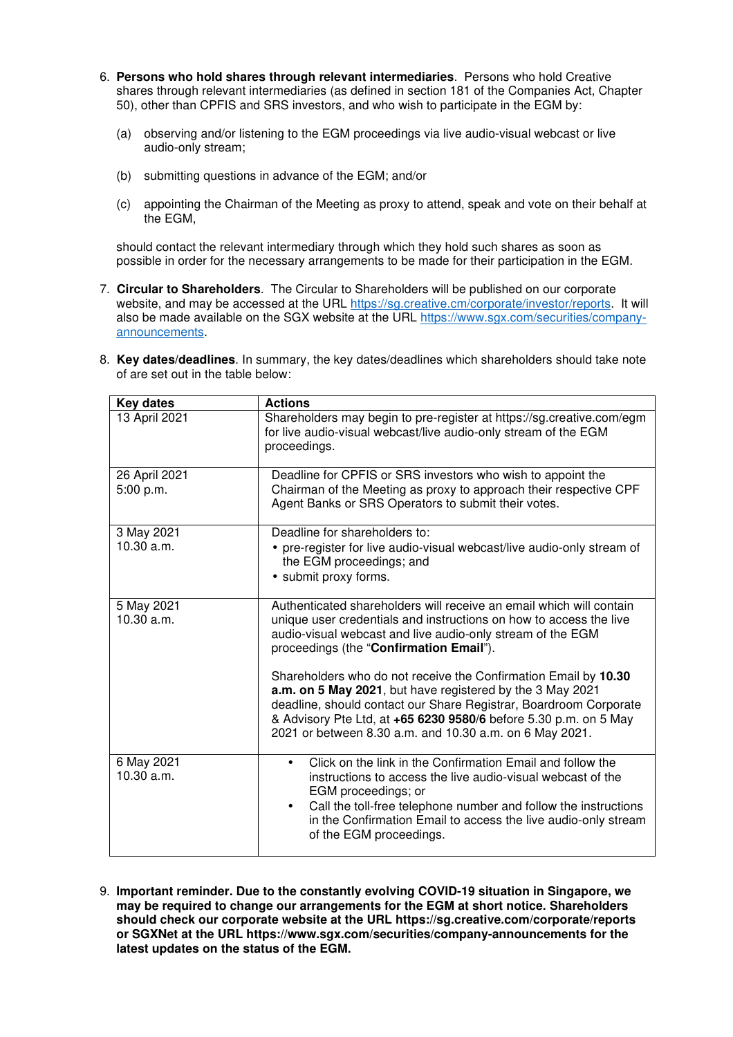6. **Persons who hold shares through relevant intermediaries**. Persons who hold Creative shares through relevant intermediaries (as defined in section 181 of the Companies Act, Chapter 50), other than CPFIS and SRS investors, and who wish to participate in the EGM by:

   (a) observing and/or listening to the EGM proceedings via live audio-visual webcast or live audio-only stream;

   (b) submitting questions in advance of the EGM; and/or

   (c) appointing the Chairman of the Meeting as proxy to attend, speak and vote on their behalf at the EGM,

   should contact the relevant intermediary through which they hold such shares as soon as possible in order for the necessary arrangements to be made for their participation in the EGM.

7. **Circular to Shareholders**. The Circular to Shareholders will be published on our corporate website, and may be accessed at the URL https://sg.creative.cm/corporate/investor/reports. It will also be made available on the SGX website at the URL https://www.sgx.com/securities/company-announcements.

8. **Key dates/deadlines**. In summary, the key dates/deadlines which shareholders should take note of are set out in the table below:

| Key dates | Actions |
|---|---|
| 13 April 2021 | Shareholders may begin to pre-register at https://sg.creative.com/egm for live audio-visual webcast/live audio-only stream of the EGM proceedings. |
| 26 April 2021 5:00 p.m. | Deadline for CPFIS or SRS investors who wish to appoint the Chairman of the Meeting as proxy to approach their respective CPF Agent Banks or SRS Operators to submit their votes. |
| 3 May 2021 10.30 a.m. | Deadline for shareholders to:<br>• pre-register for live audio-visual webcast/live audio-only stream of the EGM proceedings; and<br>• submit proxy forms. |
| 5 May 2021 10.30 a.m. | Authenticated shareholders will receive an email which will contain unique user credentials and instructions on how to access the live audio-visual webcast and live audio-only stream of the EGM proceedings (the "**Confirmation Email**").<br><br>Shareholders who do not receive the Confirmation Email by **10.30 a.m. on 5 May 2021**, but have registered by the 3 May 2021 deadline, should contact our Share Registrar, Boardroom Corporate & Advisory Pte Ltd, at **+65 6230 9580/6** before 5.30 p.m. on 5 May 2021 or between 8.30 a.m. and 10.30 a.m. on 6 May 2021. |
| 6 May 2021 10.30 a.m. | • Click on the link in the Confirmation Email and follow the instructions to access the live audio-visual webcast of the EGM proceedings; or<br>• Call the toll-free telephone number and follow the instructions in the Confirmation Email to access the live audio-only stream of the EGM proceedings. |

9. **Important reminder. Due to the constantly evolving COVID-19 situation in Singapore, we may be required to change our arrangements for the EGM at short notice. Shareholders should check our corporate website at the URL https://sg.creative.com/corporate/reports or SGXNet at the URL https://www.sgx.com/securities/company-announcements for the latest updates on the status of the EGM.**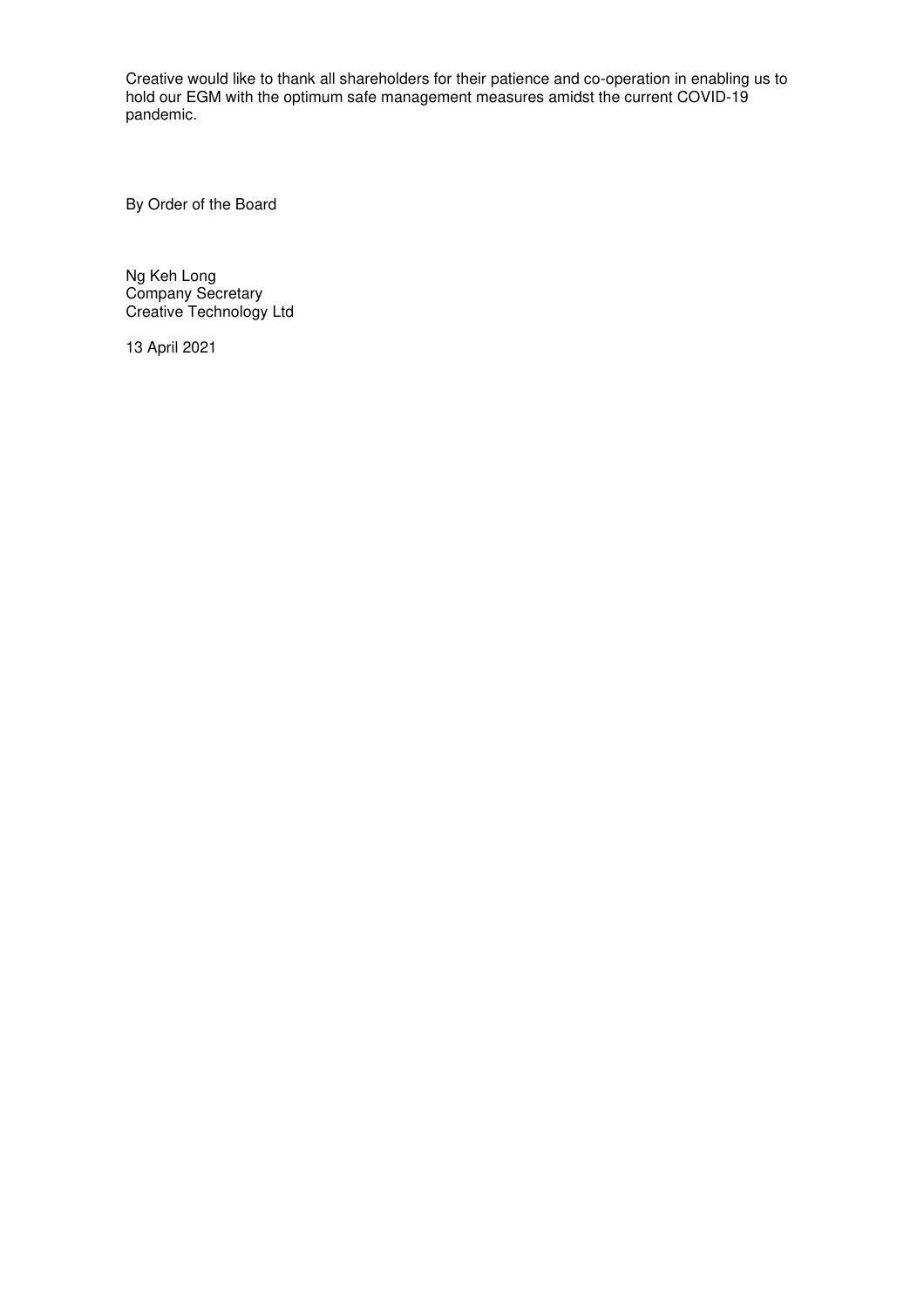Creative would like to thank all shareholders for their patience and co-operation in enabling us to hold our EGM with the optimum safe management measures amidst the current COVID-19 pandemic.

By Order of the Board

Ng Keh Long
Company Secretary
Creative Technology Ltd

13 April 2021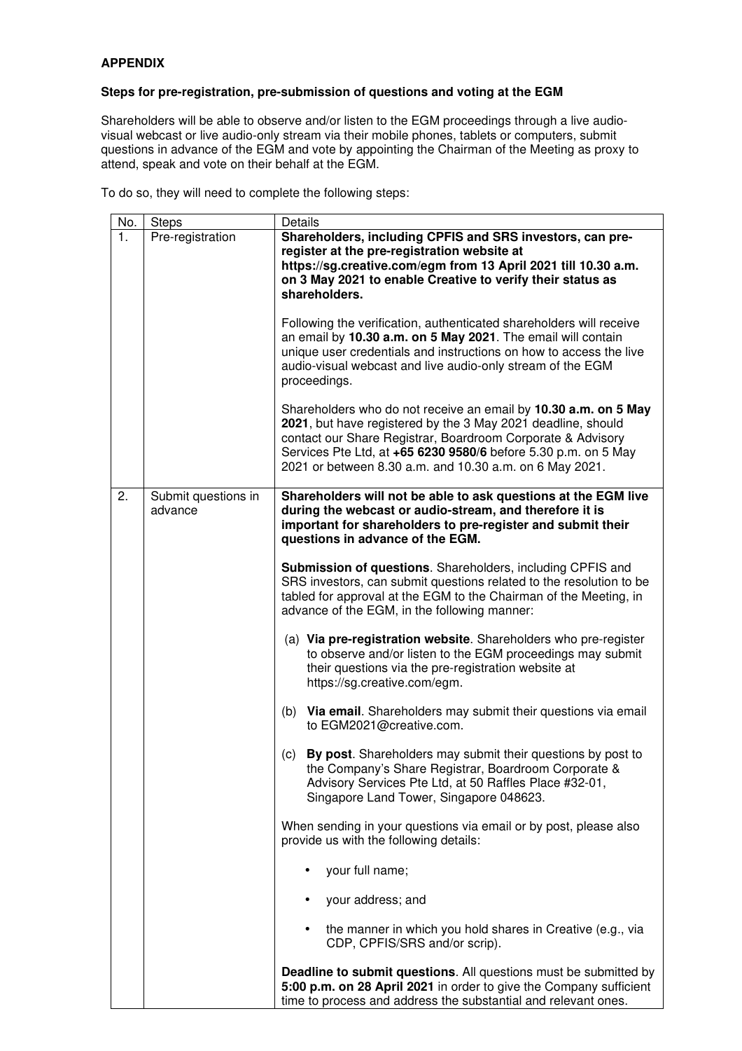**APPENDIX**

**Steps for pre-registration, pre-submission of questions and voting at the EGM**

Shareholders will be able to observe and/or listen to the EGM proceedings through a live audio-visual webcast or live audio-only stream via their mobile phones, tablets or computers, submit questions in advance of the EGM and vote by appointing the Chairman of the Meeting as proxy to attend, speak and vote on their behalf at the EGM.

To do so, they will need to complete the following steps:

| No. | Steps | Details |
|---|---|---|
| 1. | Pre-registration | **Shareholders, including CPFIS and SRS investors, can pre-register at the pre-registration website at https://sg.creative.com/egm from 13 April 2021 till 10.30 a.m. on 3 May 2021 to enable Creative to verify their status as shareholders.**<br><br>Following the verification, authenticated shareholders will receive an email by **10.30 a.m. on 5 May 2021**. The email will contain unique user credentials and instructions on how to access the live audio-visual webcast and live audio-only stream of the EGM proceedings.<br><br>Shareholders who do not receive an email by **10.30 a.m. on 5 May 2021**, but have registered by the 3 May 2021 deadline, should contact our Share Registrar, Boardroom Corporate & Advisory Services Pte Ltd, at **+65 6230 9580/6** before 5.30 p.m. on 5 May 2021 or between 8.30 a.m. and 10.30 a.m. on 6 May 2021. |
| 2. | Submit questions in advance | **Shareholders will not be able to ask questions at the EGM live during the webcast or audio-stream, and therefore it is important for shareholders to pre-register and submit their questions in advance of the EGM.**<br><br>**Submission of questions**. Shareholders, including CPFIS and SRS investors, can submit questions related to the resolution to be tabled for approval at the EGM to the Chairman of the Meeting, in advance of the EGM, in the following manner:<br><br>(a) **Via pre-registration website**. Shareholders who pre-register to observe and/or listen to the EGM proceedings may submit their questions via the pre-registration website at https://sg.creative.com/egm.<br><br>(b) **Via email**. Shareholders may submit their questions via email to EGM2021@creative.com.<br><br>(c) **By post**. Shareholders may submit their questions by post to the Company's Share Registrar, Boardroom Corporate & Advisory Services Pte Ltd, at 50 Raffles Place #32-01, Singapore Land Tower, Singapore 048623.<br><br>When sending in your questions via email or by post, please also provide us with the following details:<br><br>• your full name;<br>• your address; and<br>• the manner in which you hold shares in Creative (e.g., via CDP, CPFIS/SRS and/or scrip).<br><br>**Deadline to submit questions**. All questions must be submitted by **5:00 p.m. on 28 April 2021** in order to give the Company sufficient time to process and address the substantial and relevant ones. |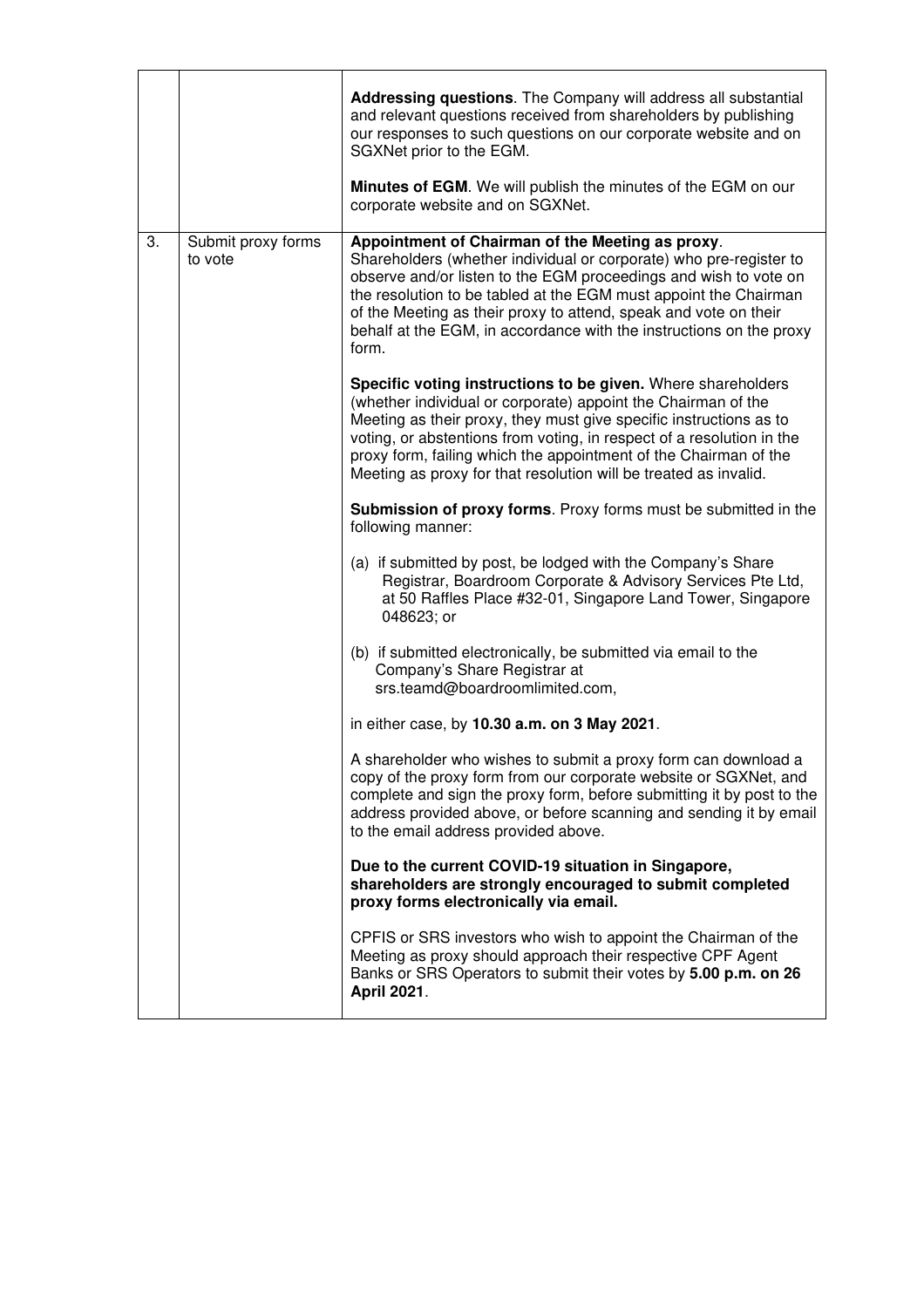| | | |
|---|---|---|
| | | **Addressing questions**. The Company will address all substantial and relevant questions received from shareholders by publishing our responses to such questions on our corporate website and on SGXNet prior to the EGM.<br><br>**Minutes of EGM**. We will publish the minutes of the EGM on our corporate website and on SGXNet. |
| 3. | Submit proxy forms to vote | **Appointment of Chairman of the Meeting as proxy**. Shareholders (whether individual or corporate) who pre-register to observe and/or listen to the EGM proceedings and wish to vote on the resolution to be tabled at the EGM must appoint the Chairman of the Meeting as their proxy to attend, speak and vote on their behalf at the EGM, in accordance with the instructions on the proxy form.<br><br>**Specific voting instructions to be given.** Where shareholders (whether individual or corporate) appoint the Chairman of the Meeting as their proxy, they must give specific instructions as to voting, or abstentions from voting, in respect of a resolution in the proxy form, failing which the appointment of the Chairman of the Meeting as proxy for that resolution will be treated as invalid.<br><br>**Submission of proxy forms**. Proxy forms must be submitted in the following manner:<br><br>(a) if submitted by post, be lodged with the Company's Share Registrar, Boardroom Corporate & Advisory Services Pte Ltd, at 50 Raffles Place #32-01, Singapore Land Tower, Singapore 048623; or<br><br>(b) if submitted electronically, be submitted via email to the Company's Share Registrar at srs.teamd@boardroomlimited.com,<br><br>in either case, by **10.30 a.m. on 3 May 2021**.<br><br>A shareholder who wishes to submit a proxy form can download a copy of the proxy form from our corporate website or SGXNet, and complete and sign the proxy form, before submitting it by post to the address provided above, or before scanning and sending it by email to the email address provided above.<br><br>**Due to the current COVID-19 situation in Singapore, shareholders are strongly encouraged to submit completed proxy forms electronically via email.**<br><br>CPFIS or SRS investors who wish to appoint the Chairman of the Meeting as proxy should approach their respective CPF Agent Banks or SRS Operators to submit their votes by **5.00 p.m. on 26 April 2021**. |